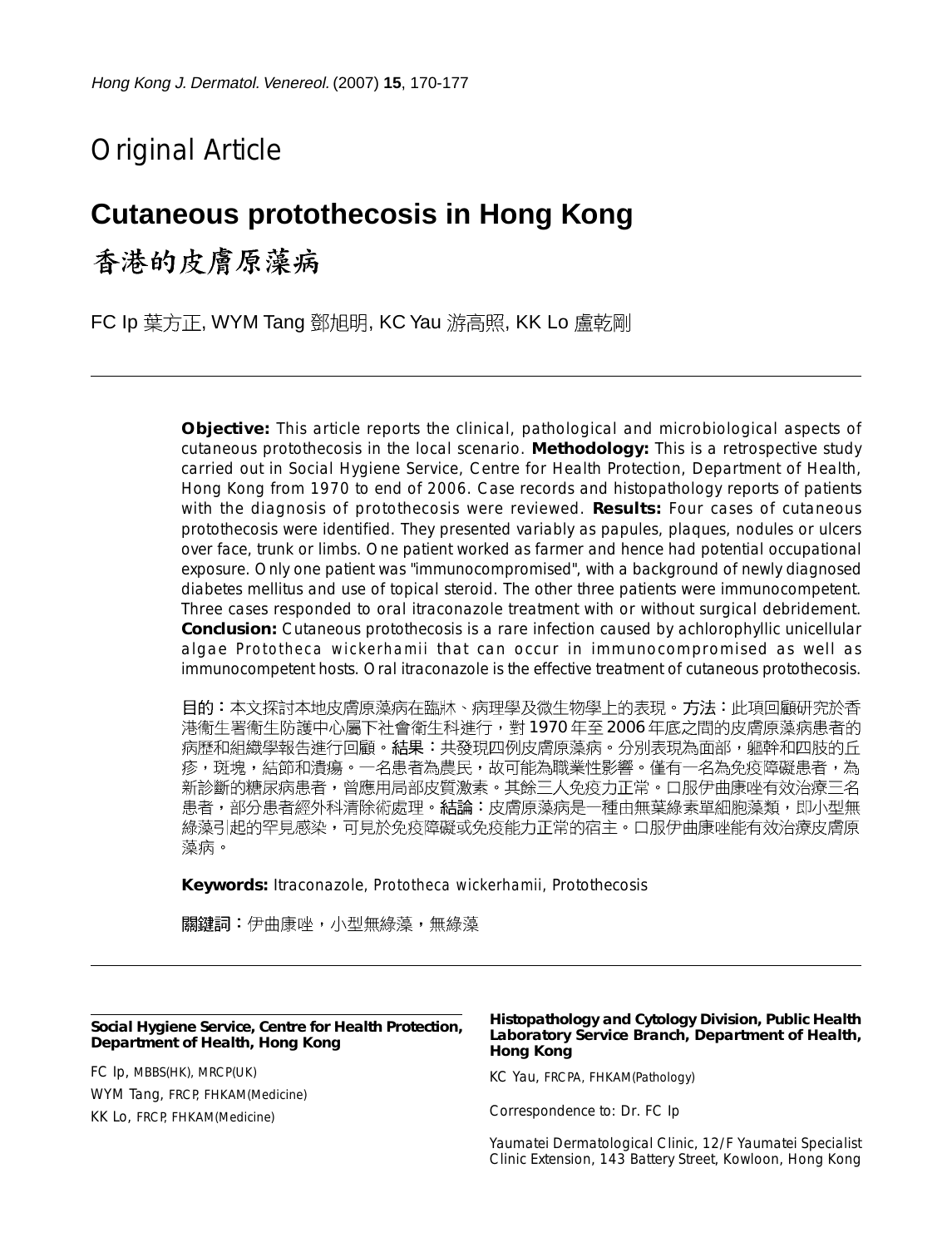Original Article

# Cutaneous protothecosis in Hong Kong

# 香港的皮膚原藻病

FC Ip 葉方正, WYM Tang 鄧旭明, KC Yau 游高照, KK Lo 盧乾剛

**Objective:** This article reports the clinical, pathological and microbiological aspects of cutaneous protothecosis in the local scenario. **Methodology:** This is a retrospective study carried out in Social Hygiene Service, Centre for Health Protection, Department of Health, Hong Kong from 1970 to end of 2006. Case records and histopathology reports of patients with the diagnosis of protothecosis were reviewed. **Results:** Four cases of cutaneous protothecosis were identified. They presented variably as papules, plaques, nodules or ulcers over face, trunk or limbs. One patient worked as farmer and hence had potential occupational exposure. Only one patient was "immunocompromised", with a background of newly diagnosed diabetes mellitus and use of topical steroid. The other three patients were immunocompetent. Three cases responded to oral itraconazole treatment with or without surgical debridement. **Conclusion:** Cutaneous protothecosis is a rare infection caused by achlorophyllic unicellular algae *Prototheca wickerhamii* that can occur in immunocompromised as well as immunocompetent hosts. Oral itraconazole is the effective treatment of cutaneous protothecosis.

**目的：**本文探討本地皮膚原藻病在臨牀、病理學及微生物學上的表現。**方法：**此項回顧研究於香港衞生署衞生防護中心屬下社會衞生科進行，對1970年至2006年底之間的皮膚原藻病患者的病歷和組織學報告進行回顧。**結果：**共發現四例皮膚原藻病。分別表現為面部，軀幹和四肢的丘疹，斑塊，結節和潰瘍。一名患者為農民，故可能為職業性影響。僅有一名為免疫障礙患者，為新診斷的糖尿病患者，曾應用局部皮質激素。其餘三人免疫力正常。口服伊曲康唑有效治療三名患者，部分患者經外科清除術處理。**結論：**皮膚原藻病是一種由無葉綠素單細胞藻類，即小型無綠藻引起的罕見感染，可見於免疫障礙或免疫能力正常的宿主。口服伊曲康唑能有效治療皮膚原藻病。

**Keywords:** Itraconazole, *Prototheca wickerhamii*, Protothecosis

**關鍵詞：**伊曲康唑，小型無綠藻，無綠藻

**Social Hygiene Service, Centre for Health Protection, Department of Health, Hong Kong**

FC Ip, MBBS(HK), MRCP(UK)
WYM Tang, FRCP, FHKAM(Medicine)
KK Lo, FRCP, FHKAM(Medicine)

**Histopathology and Cytology Division, Public Health Laboratory Service Branch, Department of Health, Hong Kong**

KC Yau, FRCPA, FHKAM(Pathology)

Correspondence to: Dr. FC Ip

Yaumatei Dermatological Clinic, 12/F Yaumatei Specialist Clinic Extension, 143 Battery Street, Kowloon, Hong Kong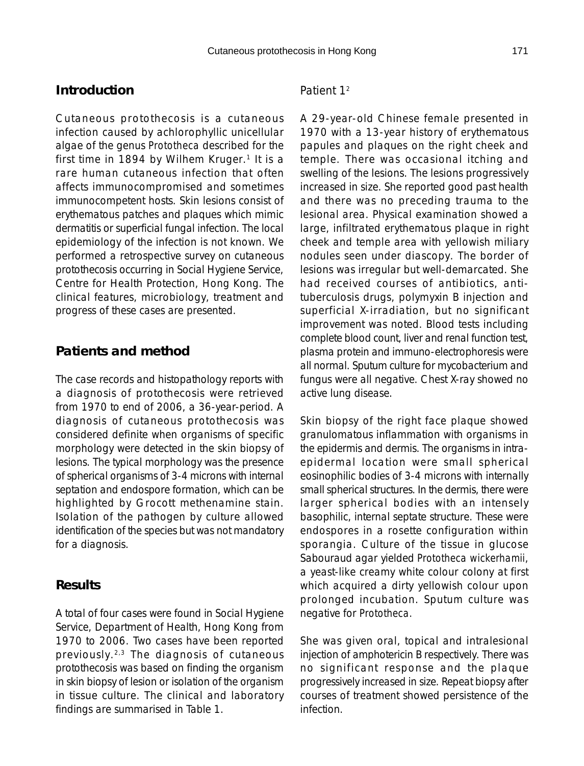## Introduction

Cutaneous protothecosis is a cutaneous infection caused by achlorophyllic unicellular algae of the genus *Prototheca* described for the first time in 1894 by Wilhem Kruger.[1] It is a rare human cutaneous infection that often affects immunocompromised and sometimes immunocompetent hosts. Skin lesions consist of erythematous patches and plaques which mimic dermatitis or superficial fungal infection. The local epidemiology of the infection is not known. We performed a retrospective survey on cutaneous protothecosis occurring in Social Hygiene Service, Centre for Health Protection, Hong Kong. The clinical features, microbiology, treatment and progress of these cases are presented.

## Patients and method

The case records and histopathology reports with a diagnosis of protothecosis were retrieved from 1970 to end of 2006, a 36-year-period. A diagnosis of cutaneous protothecosis was considered definite when organisms of specific morphology were detected in the skin biopsy of lesions. The typical morphology was the presence of spherical organisms of 3-4 microns with internal septation and endospore formation, which can be highlighted by Grocott methenamine stain. Isolation of the pathogen by culture allowed identification of the species but was not mandatory for a diagnosis.

## Results

A total of four cases were found in Social Hygiene Service, Department of Health, Hong Kong from 1970 to 2006. Two cases have been reported previously.[2,3] The diagnosis of cutaneous protothecosis was based on finding the organism in skin biopsy of lesion or isolation of the organism in tissue culture. The clinical and laboratory findings are summarised in Table 1.

### Patient 1[2]

A 29-year-old Chinese female presented in 1970 with a 13-year history of erythematous papules and plaques on the right cheek and temple. There was occasional itching and swelling of the lesions. The lesions progressively increased in size. She reported good past health and there was no preceding trauma to the lesional area. Physical examination showed a large, infiltrated erythematous plaque in right cheek and temple area with yellowish miliary nodules seen under diascopy. The border of lesions was irregular but well-demarcated. She had received courses of antibiotics, anti-tuberculosis drugs, polymyxin B injection and superficial X-irradiation, but no significant improvement was noted. Blood tests including complete blood count, liver and renal function test, plasma protein and immuno-electrophoresis were all normal. Sputum culture for mycobacterium and fungus were all negative. Chest X-ray showed no active lung disease.

Skin biopsy of the right face plaque showed granulomatous inflammation with organisms in the epidermis and dermis. The organisms in intra-epidermal location were small spherical eosinophilic bodies of 3-4 microns with internally small spherical structures. In the dermis, there were larger spherical bodies with an intensely basophilic, internal septate structure. These were endospores in a rosette configuration within sporangia. Culture of the tissue in glucose Sabouraud agar yielded *Prototheca wickerhamii*, a yeast-like creamy white colour colony at first which acquired a dirty yellowish colour upon prolonged incubation. Sputum culture was negative for *Prototheca*.

She was given oral, topical and intralesional injection of amphotericin B respectively. There was no significant response and the plaque progressively increased in size. Repeat biopsy after courses of treatment showed persistence of the infection.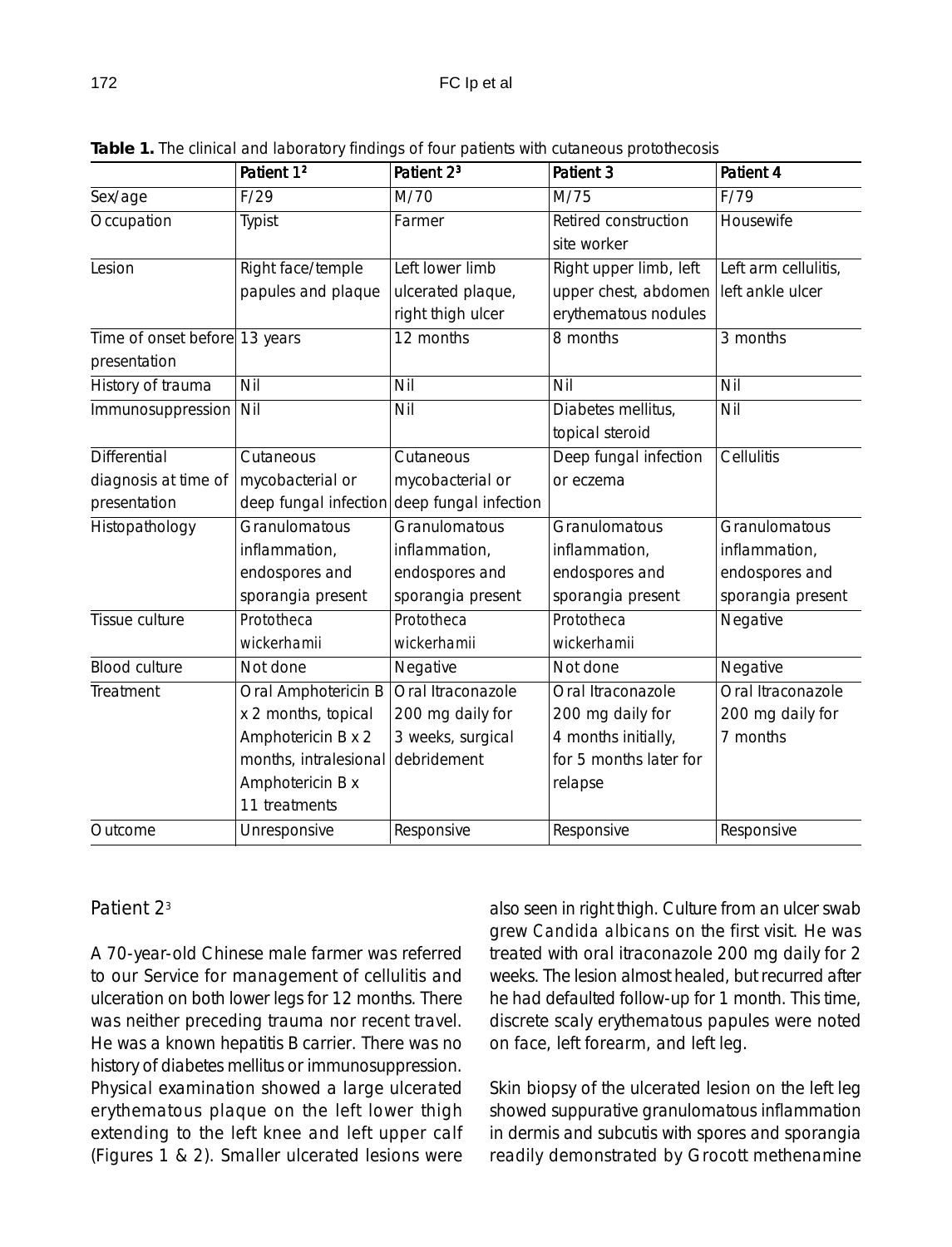**Table 1.** The clinical and laboratory findings of four patients with cutaneous protothecosis

| | Patient 1[2] | Patient 2[3] | Patient 3 | Patient 4 |
|---|---|---|---|---|
| Sex/age | F/29 | M/70 | M/75 | F/79 |
| Occupation | Typist | Farmer | Retired construction site worker | Housewife |
| Lesion | Right face/temple papules and plaque | Left lower limb ulcerated plaque, right thigh ulcer | Right upper limb, left upper chest, abdomen erythematous nodules | Left arm cellulitis, left ankle ulcer |
| Time of onset before presentation | 13 years | 12 months | 8 months | 3 months |
| History of trauma | Nil | Nil | Nil | Nil |
| Immunosuppression | Nil | Nil | Diabetes mellitus, topical steroid | Nil |
| Differential diagnosis at time of presentation | Cutaneous mycobacterial or deep fungal infection | Cutaneous mycobacterial or deep fungal infection | Deep fungal infection or eczema | Cellulitis |
| Histopathology | Granulomatous inflammation, endospores and sporangia present | Granulomatous inflammation, endospores and sporangia present | Granulomatous inflammation, endospores and sporangia present | Granulomatous inflammation, endospores and sporangia present |
| Tissue culture | *Prototheca wickerhamii* | *Prototheca wickerhamii* | *Prototheca wickerhamii* | Negative |
| Blood culture | Not done | Negative | Not done | Negative |
| Treatment | Oral Amphotericin B x 2 months, topical Amphotericin B x 2 months, intralesional Amphotericin B x 11 treatments | Oral Itraconazole 200 mg daily for 3 weeks, surgical debridement | Oral Itraconazole 200 mg daily for 4 months initially, for 5 months later for relapse | Oral Itraconazole 200 mg daily for 7 months |
| Outcome | Unresponsive | Responsive | Responsive | Responsive |

## Patient 2[3]

A 70-year-old Chinese male farmer was referred to our Service for management of cellulitis and ulceration on both lower legs for 12 months. There was neither preceding trauma nor recent travel. He was a known hepatitis B carrier. There was no history of diabetes mellitus or immunosuppression. Physical examination showed a large ulcerated erythematous plaque on the left lower thigh extending to the left knee and left upper calf (Figures 1 & 2). Smaller ulcerated lesions were also seen in right thigh. Culture from an ulcer swab grew *Candida albicans* on the first visit. He was treated with oral itraconazole 200 mg daily for 2 weeks. The lesion almost healed, but recurred after he had defaulted follow-up for 1 month. This time, discrete scaly erythematous papules were noted on face, left forearm, and left leg.

Skin biopsy of the ulcerated lesion on the left leg showed suppurative granulomatous inflammation in dermis and subcutis with spores and sporangia readily demonstrated by Grocott methenamine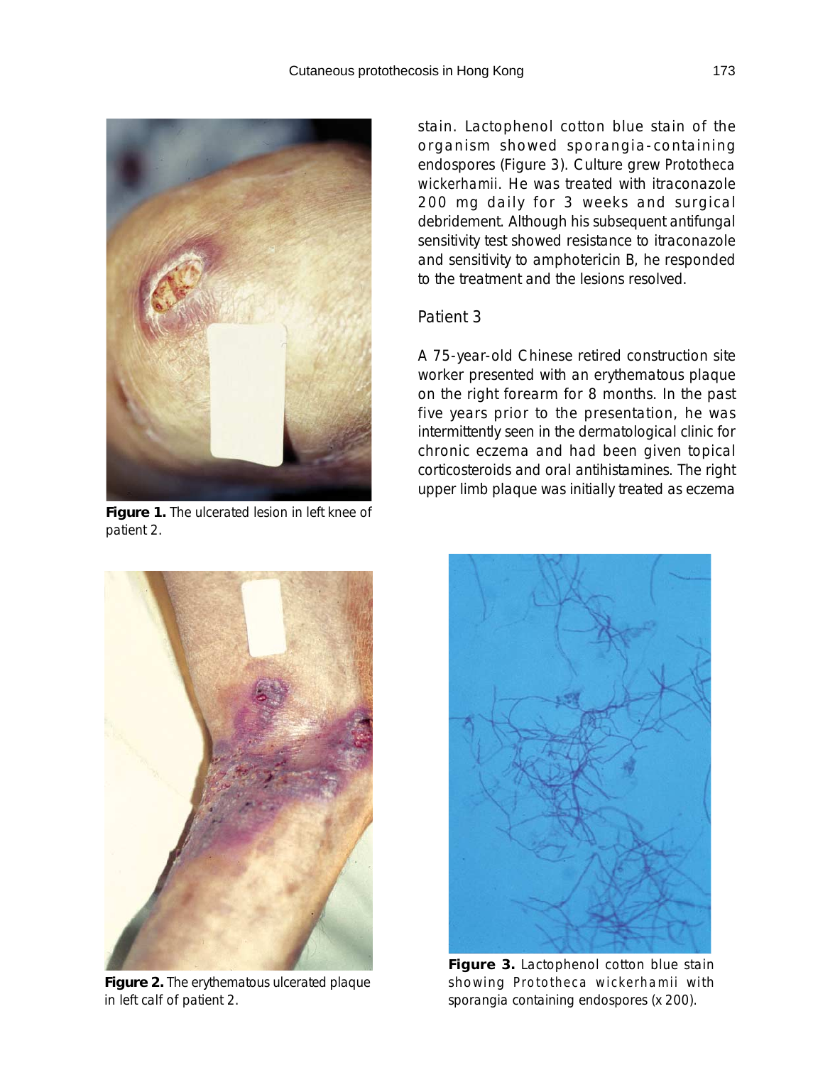stain. Lactophenol cotton blue stain of the organism showed sporangia-containing endospores (Figure 3). Culture grew *Prototheca wickerhamii*. He was treated with itraconazole 200 mg daily for 3 weeks and surgical debridement. Although his subsequent antifungal sensitivity test showed resistance to itraconazole and sensitivity to amphotericin B, he responded to the treatment and the lesions resolved.

### Patient 3

A 75-year-old Chinese retired construction site worker presented with an erythematous plaque on the right forearm for 8 months. In the past five years prior to the presentation, he was intermittently seen in the dermatological clinic for chronic eczema and had been given topical corticosteroids and oral antihistamines. The right upper limb plaque was initially treated as eczema

**Figure 1.** The ulcerated lesion in left knee of patient 2.

**Figure 2.** The erythematous ulcerated plaque in left calf of patient 2.

**Figure 3.** Lactophenol cotton blue stain showing *Prototheca wickerhamii* with sporangia containing endospores (x 200).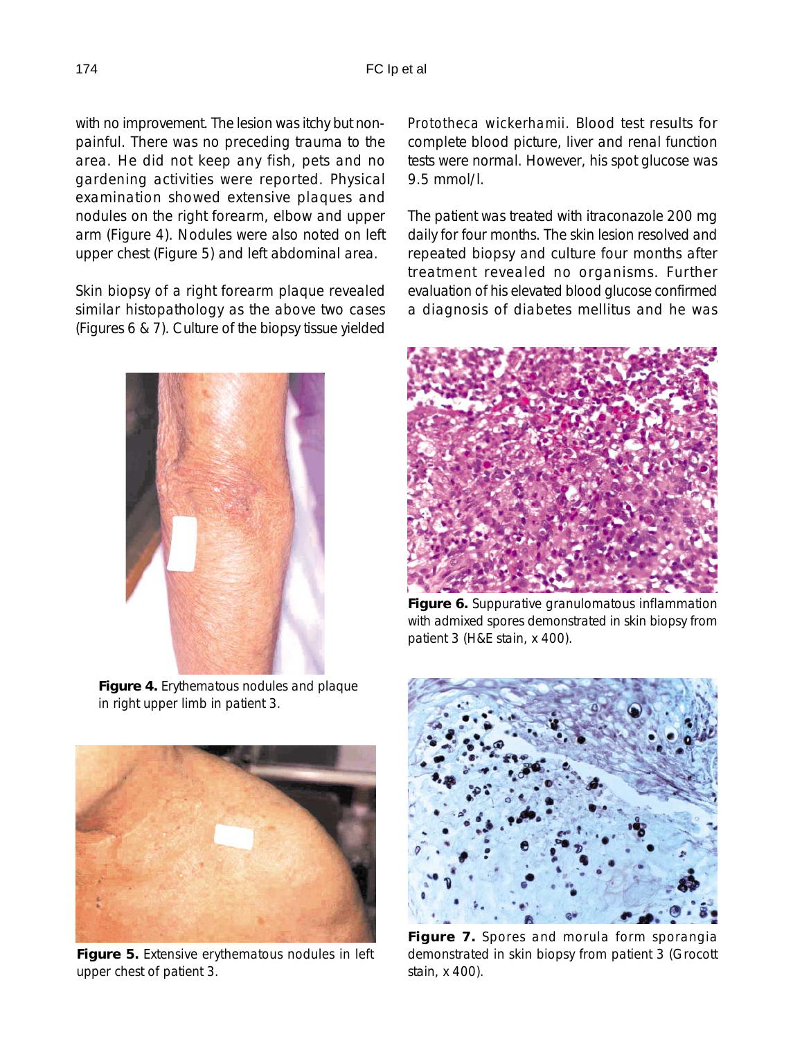with no improvement. The lesion was itchy but non-painful. There was no preceding trauma to the area. He did not keep any fish, pets and no gardening activities were reported. Physical examination showed extensive plaques and nodules on the right forearm, elbow and upper arm (Figure 4). Nodules were also noted on left upper chest (Figure 5) and left abdominal area.

Skin biopsy of a right forearm plaque revealed similar histopathology as the above two cases (Figures 6 & 7). Culture of the biopsy tissue yielded *Prototheca wickerhamii*. Blood test results for complete blood picture, liver and renal function tests were normal. However, his spot glucose was 9.5 mmol/l.

The patient was treated with itraconazole 200 mg daily for four months. The skin lesion resolved and repeated biopsy and culture four months after treatment revealed no organisms. Further evaluation of his elevated blood glucose confirmed a diagnosis of diabetes mellitus and he was

**Figure 4.** Erythematous nodules and plaque in right upper limb in patient 3.

**Figure 5.** Extensive erythematous nodules in left upper chest of patient 3.

**Figure 6.** Suppurative granulomatous inflammation with admixed spores demonstrated in skin biopsy from patient 3 (H&E stain, x 400).

**Figure 7.** Spores and morula form sporangia demonstrated in skin biopsy from patient 3 (Grocott stain, x 400).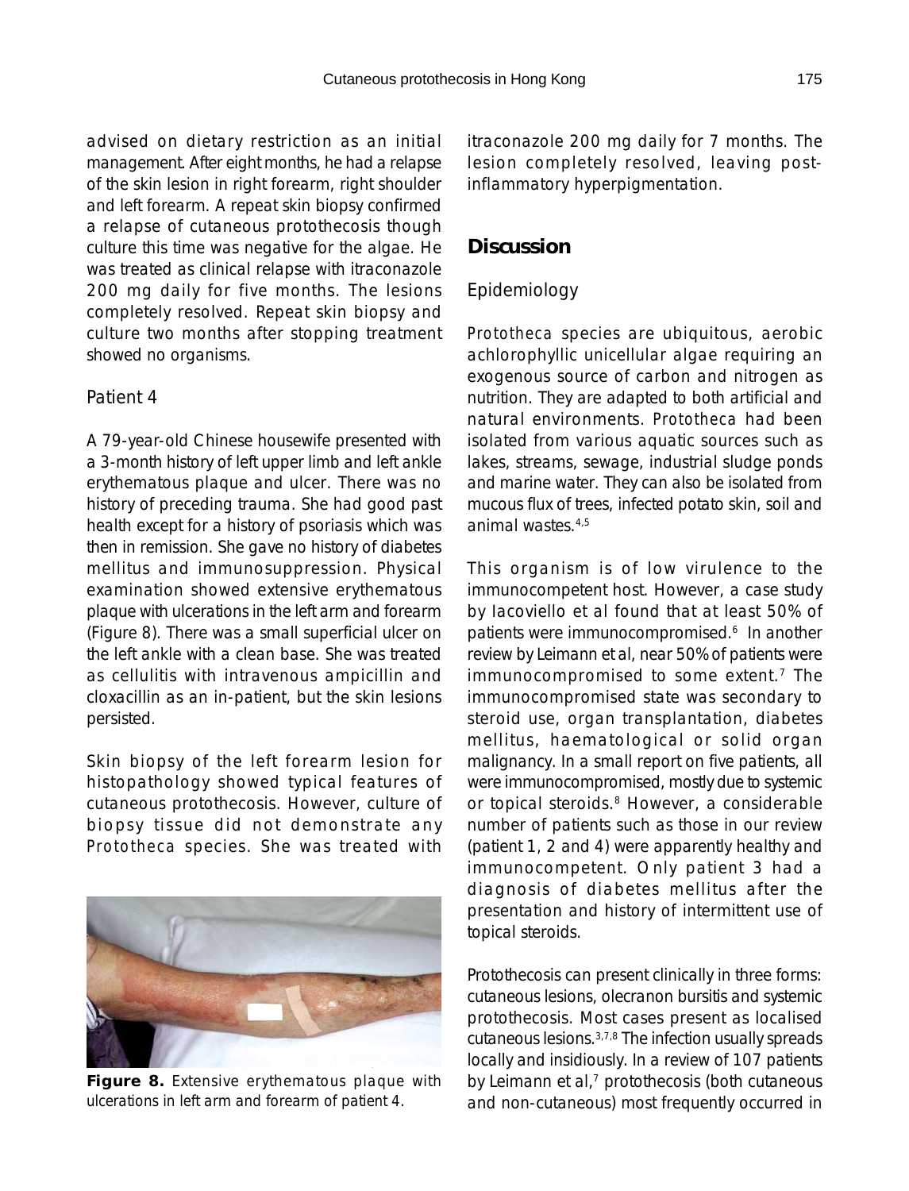advised on dietary restriction as an initial management. After eight months, he had a relapse of the skin lesion in right forearm, right shoulder and left forearm. A repeat skin biopsy confirmed a relapse of cutaneous protothecosis though culture this time was negative for the algae. He was treated as clinical relapse with itraconazole 200 mg daily for five months. The lesions completely resolved. Repeat skin biopsy and culture two months after stopping treatment showed no organisms.

### Patient 4

A 79-year-old Chinese housewife presented with a 3-month history of left upper limb and left ankle erythematous plaque and ulcer. There was no history of preceding trauma. She had good past health except for a history of psoriasis which was then in remission. She gave no history of diabetes mellitus and immunosuppression. Physical examination showed extensive erythematous plaque with ulcerations in the left arm and forearm (Figure 8). There was a small superficial ulcer on the left ankle with a clean base. She was treated as cellulitis with intravenous ampicillin and cloxacillin as an in-patient, but the skin lesions persisted.

Skin biopsy of the left forearm lesion for histopathology showed typical features of cutaneous protothecosis. However, culture of biopsy tissue did not demonstrate any *Prototheca* species. She was treated with itraconazole 200 mg daily for 7 months. The lesion completely resolved, leaving post-inflammatory hyperpigmentation.

**Figure 8.** Extensive erythematous plaque with ulcerations in left arm and forearm of patient 4.

## Discussion

### Epidemiology

*Prototheca* species are ubiquitous, aerobic achlorophyllic unicellular algae requiring an exogenous source of carbon and nitrogen as nutrition. They are adapted to both artificial and natural environments. *Prototheca* had been isolated from various aquatic sources such as lakes, streams, sewage, industrial sludge ponds and marine water. They can also be isolated from mucous flux of trees, infected potato skin, soil and animal wastes.[4,5]

This organism is of low virulence to the immunocompetent host. However, a case study by Iacoviello et al found that at least 50% of patients were immunocompromised.[6] In another review by Leimann et al, near 50% of patients were immunocompromised to some extent.[7] The immunocompromised state was secondary to steroid use, organ transplantation, diabetes mellitus, haematological or solid organ malignancy. In a small report on five patients, all were immunocompromised, mostly due to systemic or topical steroids.[8] However, a considerable number of patients such as those in our review (patient 1, 2 and 4) were apparently healthy and immunocompetent. Only patient 3 had a diagnosis of diabetes mellitus after the presentation and history of intermittent use of topical steroids.

Protothecosis can present clinically in three forms: cutaneous lesions, olecranon bursitis and systemic protothecosis. Most cases present as localised cutaneous lesions.[3,7,8] The infection usually spreads locally and insidiously. In a review of 107 patients by Leimann et al,[7] protothecosis (both cutaneous and non-cutaneous) most frequently occurred in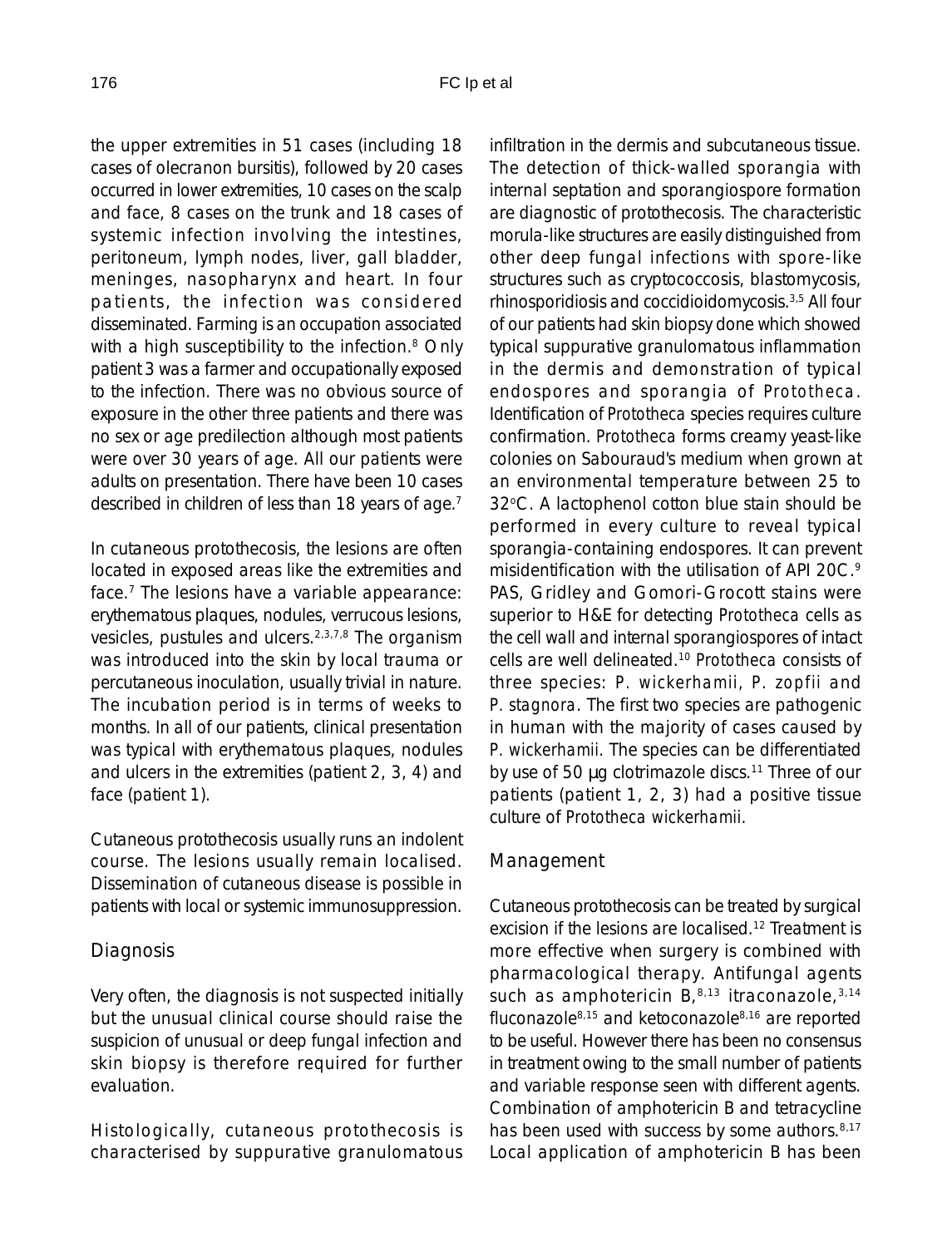the upper extremities in 51 cases (including 18 cases of olecranon bursitis), followed by 20 cases occurred in lower extremities, 10 cases on the scalp and face, 8 cases on the trunk and 18 cases of systemic infection involving the intestines, peritoneum, lymph nodes, liver, gall bladder, meninges, nasopharynx and heart. In four patients, the infection was considered disseminated. Farming is an occupation associated with a high susceptibility to the infection.[8] Only patient 3 was a farmer and occupationally exposed to the infection. There was no obvious source of exposure in the other three patients and there was no sex or age predilection although most patients were over 30 years of age. All our patients were adults on presentation. There have been 10 cases described in children of less than 18 years of age.[7]

In cutaneous protothecosis, the lesions are often located in exposed areas like the extremities and face.[7] The lesions have a variable appearance: erythematous plaques, nodules, verrucous lesions, vesicles, pustules and ulcers.[2,3,7,8] The organism was introduced into the skin by local trauma or percutaneous inoculation, usually trivial in nature. The incubation period is in terms of weeks to months. In all of our patients, clinical presentation was typical with erythematous plaques, nodules and ulcers in the extremities (patient 2, 3, 4) and face (patient 1).

Cutaneous protothecosis usually runs an indolent course. The lesions usually remain localised. Dissemination of cutaneous disease is possible in patients with local or systemic immunosuppression.

## Diagnosis

Very often, the diagnosis is not suspected initially but the unusual clinical course should raise the suspicion of unusual or deep fungal infection and skin biopsy is therefore required for further evaluation.

Histologically, cutaneous protothecosis is characterised by suppurative granulomatous infiltration in the dermis and subcutaneous tissue. The detection of thick-walled sporangia with internal septation and sporangiospore formation are diagnostic of protothecosis. The characteristic morula-like structures are easily distinguished from other deep fungal infections with spore-like structures such as cryptococcosis, blastomycosis, rhinosporidiosis and coccidioidomycosis.[3,5] All four of our patients had skin biopsy done which showed typical suppurative granulomatous inflammation in the dermis and demonstration of typical endospores and sporangia of *Prototheca*. Identification of *Prototheca* species requires culture confirmation. *Prototheca* forms creamy yeast-like colonies on Sabouraud's medium when grown at an environmental temperature between 25 to 32°C. A lactophenol cotton blue stain should be performed in every culture to reveal typical sporangia-containing endospores. It can prevent misidentification with the utilisation of API 20C.[9] PAS, Gridley and Gomori-Grocott stains were superior to H&E for detecting *Prototheca* cells as the cell wall and internal sporangiospores of intact cells are well delineated.[10] *Prototheca* consists of three species: *P. wickerhamii*, *P. zopfii* and *P. stagnora*. The first two species are pathogenic in human with the majority of cases caused by *P. wickerhamii*. The species can be differentiated by use of 50 µg clotrimazole discs.[11] Three of our patients (patient 1, 2, 3) had a positive tissue culture of *Prototheca wickerhamii*.

## Management

Cutaneous protothecosis can be treated by surgical excision if the lesions are localised.[12] Treatment is more effective when surgery is combined with pharmacological therapy. Antifungal agents such as amphotericin B,[8,13] itraconazole,[3,14] fluconazole[8,15] and ketoconazole[8,16] are reported to be useful. However there has been no consensus in treatment owing to the small number of patients and variable response seen with different agents. Combination of amphotericin B and tetracycline has been used with success by some authors.[8,17] Local application of amphotericin B has been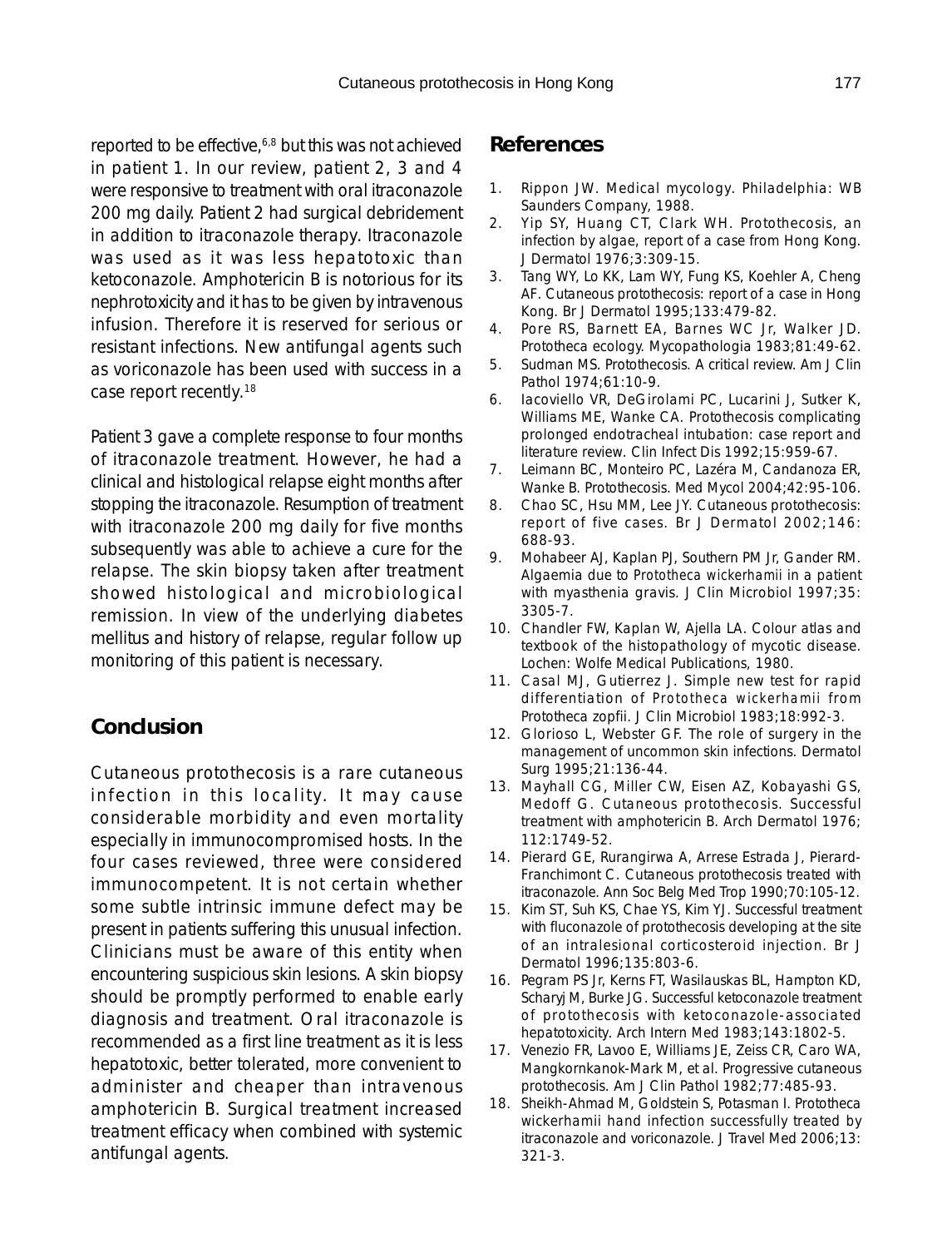reported to be effective,[6,8] but this was not achieved in patient 1. In our review, patient 2, 3 and 4 were responsive to treatment with oral itraconazole 200 mg daily. Patient 2 had surgical debridement in addition to itraconazole therapy. Itraconazole was used as it was less hepatotoxic than ketoconazole. Amphotericin B is notorious for its nephrotoxicity and it has to be given by intravenous infusion. Therefore it is reserved for serious or resistant infections. New antifungal agents such as voriconazole has been used with success in a case report recently.[18]

Patient 3 gave a complete response to four months of itraconazole treatment. However, he had a clinical and histological relapse eight months after stopping the itraconazole. Resumption of treatment with itraconazole 200 mg daily for five months subsequently was able to achieve a cure for the relapse. The skin biopsy taken after treatment showed histological and microbiological remission. In view of the underlying diabetes mellitus and history of relapse, regular follow up monitoring of this patient is necessary.

## Conclusion

Cutaneous protothecosis is a rare cutaneous infection in this locality. It may cause considerable morbidity and even mortality especially in immunocompromised hosts. In the four cases reviewed, three were considered immunocompetent. It is not certain whether some subtle intrinsic immune defect may be present in patients suffering this unusual infection. Clinicians must be aware of this entity when encountering suspicious skin lesions. A skin biopsy should be promptly performed to enable early diagnosis and treatment. Oral itraconazole is recommended as a first line treatment as it is less hepatotoxic, better tolerated, more convenient to administer and cheaper than intravenous amphotericin B. Surgical treatment increased treatment efficacy when combined with systemic antifungal agents.

## References

1. Rippon JW. Medical mycology. Philadelphia: WB Saunders Company, 1988.
2. Yip SY, Huang CT, Clark WH. Protothecosis, an infection by algae, report of a case from Hong Kong. J Dermatol 1976;3:309-15.
3. Tang WY, Lo KK, Lam WY, Fung KS, Koehler A, Cheng AF. Cutaneous protothecosis: report of a case in Hong Kong. Br J Dermatol 1995;133:479-82.
4. Pore RS, Barnett EA, Barnes WC Jr, Walker JD. Prototheca ecology. Mycopathologia 1983;81:49-62.
5. Sudman MS. Protothecosis. A critical review. Am J Clin Pathol 1974;61:10-9.
6. Iacoviello VR, DeGirolami PC, Lucarini J, Sutker K, Williams ME, Wanke CA. Protothecosis complicating prolonged endotracheal intubation: case report and literature review. Clin Infect Dis 1992;15:959-67.
7. Leimann BC, Monteiro PC, Lazéra M, Candanoza ER, Wanke B. Protothecosis. Med Mycol 2004;42:95-106.
8. Chao SC, Hsu MM, Lee JY. Cutaneous protothecosis: report of five cases. Br J Dermatol 2002;146: 688-93.
9. Mohabeer AJ, Kaplan PJ, Southern PM Jr, Gander RM. Algaemia due to *Prototheca wickerhamii* in a patient with myasthenia gravis. J Clin Microbiol 1997;35: 3305-7.
10. Chandler FW, Kaplan W, Ajella LA. Colour atlas and textbook of the histopathology of mycotic disease. Lochen: Wolfe Medical Publications, 1980.
11. Casal MJ, Gutierrez J. Simple new test for rapid differentiation of *Prototheca wickerhamii* from Prototheca zopfii. J Clin Microbiol 1983;18:992-3.
12. Glorioso L, Webster GF. The role of surgery in the management of uncommon skin infections. Dermatol Surg 1995;21:136-44.
13. Mayhall CG, Miller CW, Eisen AZ, Kobayashi GS, Medoff G. Cutaneous protothecosis. Successful treatment with amphotericin B. Arch Dermatol 1976; 112:1749-52.
14. Pierard GE, Rurangirwa A, Arrese Estrada J, Pierard-Franchimont C. Cutaneous protothecosis treated with itraconazole. Ann Soc Belg Med Trop 1990;70:105-12.
15. Kim ST, Suh KS, Chae YS, Kim YJ. Successful treatment with fluconazole of protothecosis developing at the site of an intralesional corticosteroid injection. Br J Dermatol 1996;135:803-6.
16. Pegram PS Jr, Kerns FT, Wasilauskas BL, Hampton KD, Scharyj M, Burke JG. Successful ketoconazole treatment of protothecosis with ketoconazole-associated hepatotoxicity. Arch Intern Med 1983;143:1802-5.
17. Venezio FR, Lavoo E, Williams JE, Zeiss CR, Caro WA, Mangkornkanok-Mark M, et al. Progressive cutaneous protothecosis. Am J Clin Pathol 1982;77:485-93.
18. Sheikh-Ahmad M, Goldstein S, Potasman I. Prototheca wickerhamii hand infection successfully treated by itraconazole and voriconazole. J Travel Med 2006;13: 321-3.